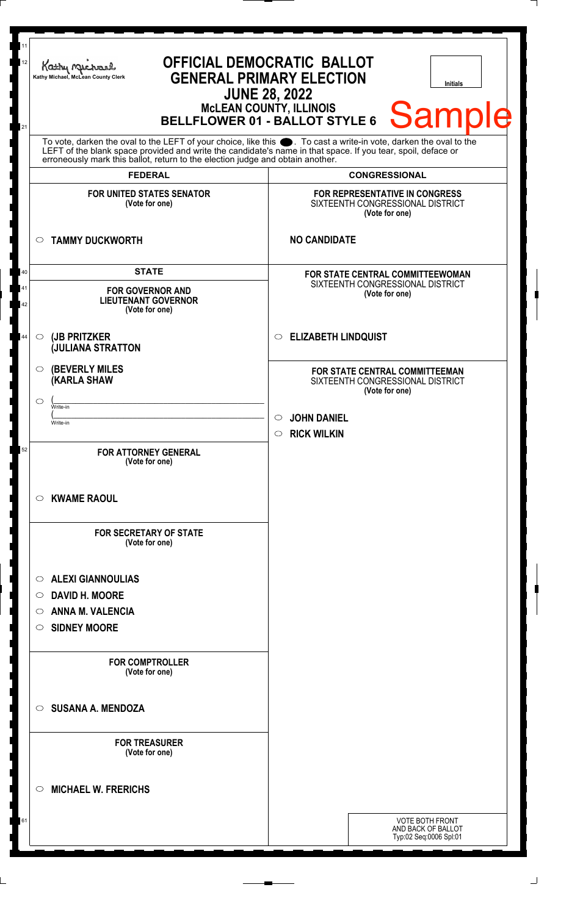Kathy Michael, McLean County Clerk

# OFFICIAL DEMOCRATIC BALLOT
## GENERAL PRIMARY ELECTION
## JUNE 28, 2022
### McLEAN COUNTY, ILLINOIS
### BELLFLOWER 01 - BALLOT STYLE 6

Initials

**Sample**

To vote, darken the oval to the LEFT of your choice, like this ●. To cast a write-in vote, darken the oval to the LEFT of the blank space provided and write the candidate's name in that space. If you tear, spoil, deface or erroneously mark this ballot, return to the election judge and obtain another.

## FEDERAL

**FOR UNITED STATES SENATOR**
(Vote for one)

- ○ **TAMMY DUCKWORTH**

## STATE

**FOR GOVERNOR AND LIEUTENANT GOVERNOR**
(Vote for one)

- ○ **(JB PRITZKER**
  **(JULIANA STRATTON**
- ○ **(BEVERLY MILES**
  **(KARLA SHAW**
- ○ (\_\_\_\_\_\_\_\_\_\_\_\_\_\_\_\_ Write-in
  (\_\_\_\_\_\_\_\_\_\_\_\_\_\_\_\_ Write-in

**FOR ATTORNEY GENERAL**
(Vote for one)

- ○ **KWAME RAOUL**

**FOR SECRETARY OF STATE**
(Vote for one)

- ○ **ALEXI GIANNOULIAS**
- ○ **DAVID H. MOORE**
- ○ **ANNA M. VALENCIA**
- ○ **SIDNEY MOORE**

**FOR COMPTROLLER**
(Vote for one)

- ○ **SUSANA A. MENDOZA**

**FOR TREASURER**
(Vote for one)

- ○ **MICHAEL W. FRERICHS**

## CONGRESSIONAL

**FOR REPRESENTATIVE IN CONGRESS**
SIXTEENTH CONGRESSIONAL DISTRICT
(Vote for one)

**NO CANDIDATE**

**FOR STATE CENTRAL COMMITTEEWOMAN**
SIXTEENTH CONGRESSIONAL DISTRICT
(Vote for one)

- ○ **ELIZABETH LINDQUIST**

**FOR STATE CENTRAL COMMITTEEMAN**
SIXTEENTH CONGRESSIONAL DISTRICT
(Vote for one)

- ○ **JOHN DANIEL**
- ○ **RICK WILKIN**

VOTE BOTH FRONT AND BACK OF BALLOT
Typ:02 Seq:0006 Spl:01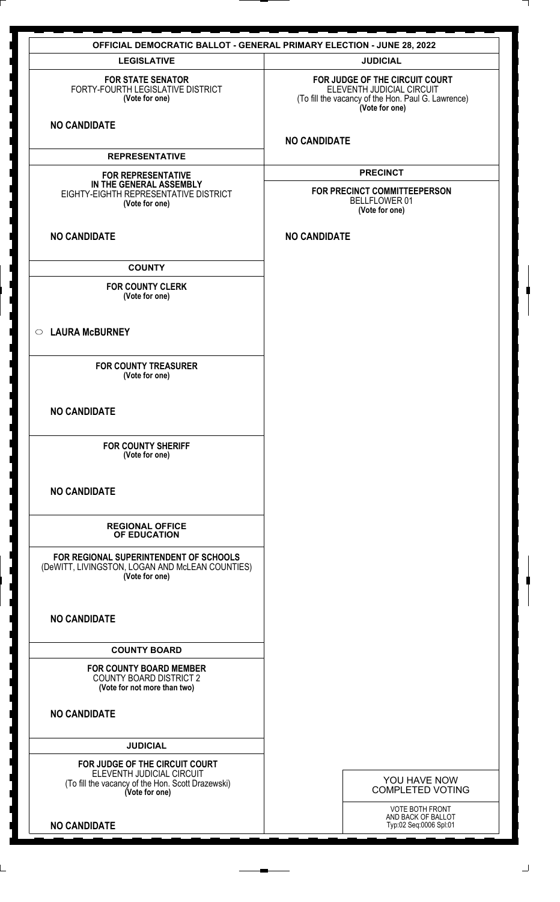# OFFICIAL DEMOCRATIC BALLOT - GENERAL PRIMARY ELECTION - JUNE 28, 2022

## LEGISLATIVE

**FOR STATE SENATOR**
FORTY-FOURTH LEGISLATIVE DISTRICT
**(Vote for one)**

**NO CANDIDATE**

## REPRESENTATIVE

**FOR REPRESENTATIVE IN THE GENERAL ASSEMBLY**
EIGHTY-EIGHTH REPRESENTATIVE DISTRICT
**(Vote for one)**

**NO CANDIDATE**

## COUNTY

**FOR COUNTY CLERK**
**(Vote for one)**

○ **LAURA McBURNEY**

**FOR COUNTY TREASURER**
**(Vote for one)**

**NO CANDIDATE**

**FOR COUNTY SHERIFF**
**(Vote for one)**

**NO CANDIDATE**

## REGIONAL OFFICE OF EDUCATION

**FOR REGIONAL SUPERINTENDENT OF SCHOOLS**
(DeWITT, LIVINGSTON, LOGAN AND McLEAN COUNTIES)
**(Vote for one)**

**NO CANDIDATE**

## COUNTY BOARD

**FOR COUNTY BOARD MEMBER**
COUNTY BOARD DISTRICT 2
**(Vote for not more than two)**

**NO CANDIDATE**

## JUDICIAL

**FOR JUDGE OF THE CIRCUIT COURT**
ELEVENTH JUDICIAL CIRCUIT
(To fill the vacancy of the Hon. Scott Drazewski)
**(Vote for one)**

**NO CANDIDATE**

## JUDICIAL

**FOR JUDGE OF THE CIRCUIT COURT**
ELEVENTH JUDICIAL CIRCUIT
(To fill the vacancy of the Hon. Paul G. Lawrence)
**(Vote for one)**

**NO CANDIDATE**

## PRECINCT

**FOR PRECINCT COMMITTEEPERSON**
BELLFLOWER 01
**(Vote for one)**

**NO CANDIDATE**

YOU HAVE NOW COMPLETED VOTING

VOTE BOTH FRONT AND BACK OF BALLOT
Typ:02 Seq:0006 Spl:01